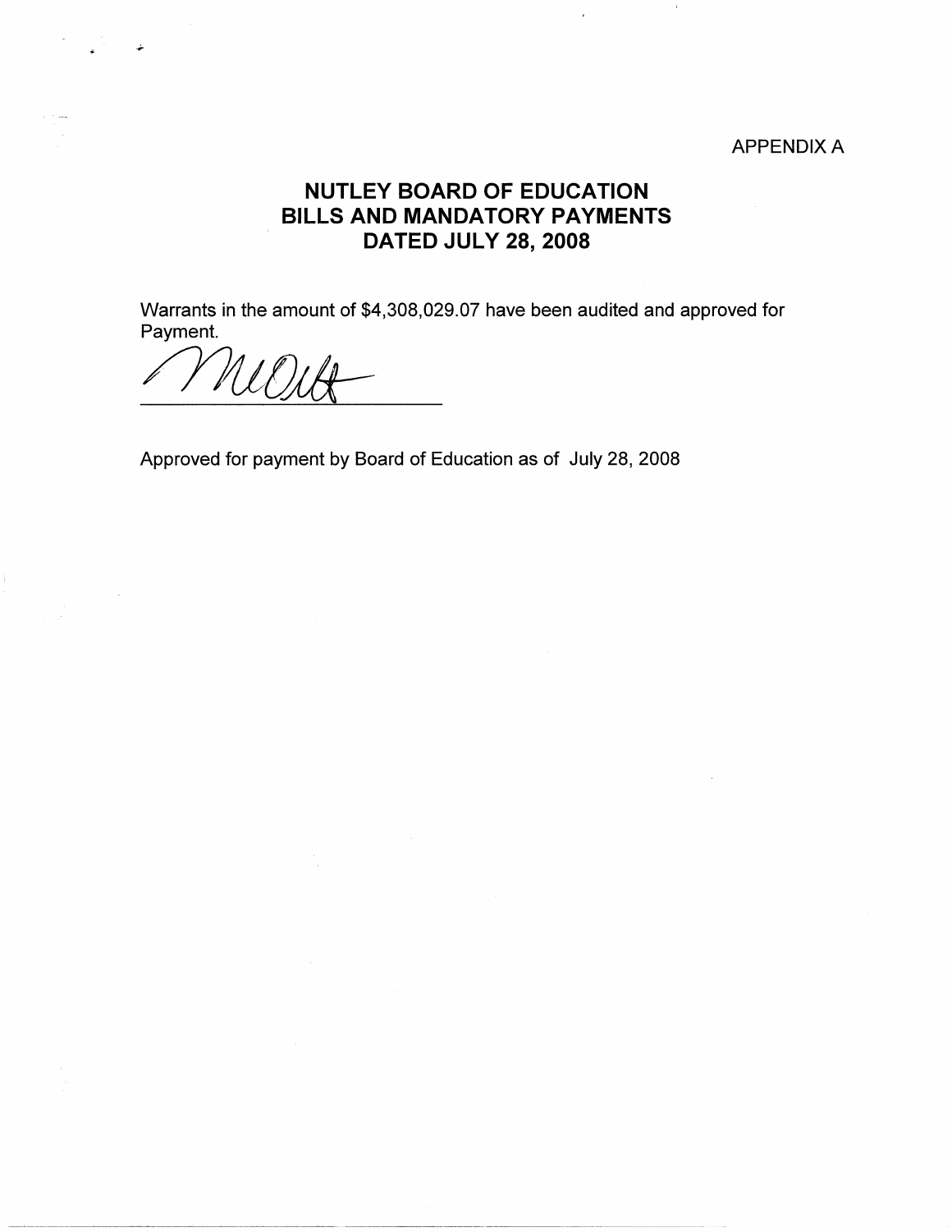APPENDIX A

# NUTLEY BOARD OF EDUCATION
# BILLS AND MANDATORY PAYMENTS
# DATED JULY 28, 2008

Warrants in the amount of $4,308,029.07 have been audited and approved for Payment.

\_\_\_\_\_\_\_\_\_\_\_\_\_\_\_\_\_\_\_\_\_\_\_\_\_\_\_\_

Approved for payment by Board of Education as of July 28, 2008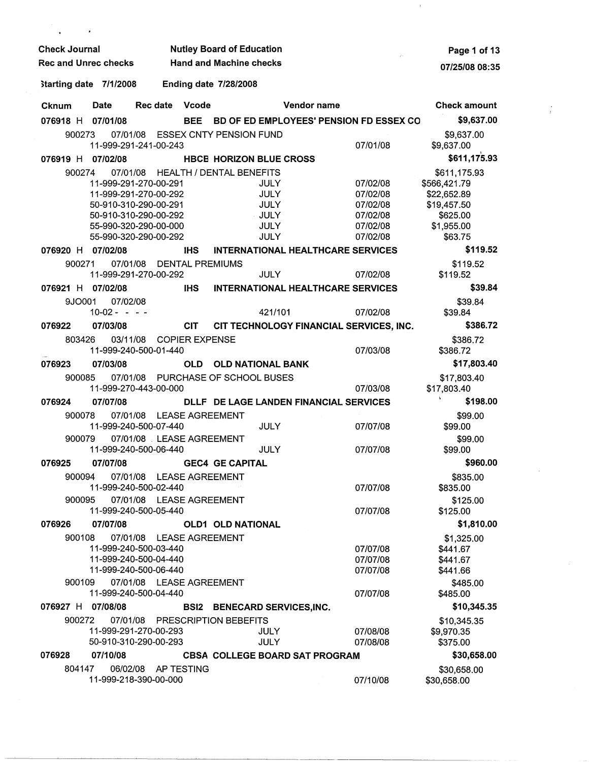Check Journal — Nutley Board of Education

Rec and Unrec checks — Hand and Machine checks

07/25/08 08:35

Starting date 7/1/2008 — Ending date 7/28/2008

| Cknum | Date | Rec date | Vcode | Vendor name | | Check amount |
|---|---|---|---|---|---|---|
| **076918 H** | **07/01/08** | | **BEE** | **BD OF ED EMPLOYEES' PENSION FD ESSEX CO** | | **$9,637.00** |
| 900273 | 07/01/08 | ESSEX CNTY PENSION FUND | | | | $9,637.00 |
| | 11-999-291-241-00-243 | | | | 07/01/08 | $9,637.00 |
| **076919 H** | **07/02/08** | | **HBCE** | **HORIZON BLUE CROSS** | | **$611,175.93** |
| 900274 | 07/01/08 | HEALTH / DENTAL BENEFITS | | | | $611,175.93 |
| | 11-999-291-270-00-291 | | | JULY | 07/02/08 | $566,421.79 |
| | 11-999-291-270-00-292 | | | JULY | 07/02/08 | $22,652.89 |
| | 50-910-310-290-00-291 | | | JULY | 07/02/08 | $19,457.50 |
| | 50-910-310-290-00-292 | | | JULY | 07/02/08 | $625.00 |
| | 55-990-320-290-00-000 | | | JULY | 07/02/08 | $1,955.00 |
| | 55-990-320-290-00-292 | | | JULY | 07/02/08 | $63.75 |
| **076920 H** | **07/02/08** | | **IHS** | **INTERNATIONAL HEALTHCARE SERVICES** | | **$119.52** |
| 900271 | 07/01/08 | DENTAL PREMIUMS | | | | $119.52 |
| | 11-999-291-270-00-292 | | | JULY | 07/02/08 | $119.52 |
| **076921 H** | **07/02/08** | | **IHS** | **INTERNATIONAL HEALTHCARE SERVICES** | | **$39.84** |
| 9JO001 | 07/02/08 | | | | | $39.84 |
| | 10-02 - - - - | | | 421/101 | 07/02/08 | $39.84 |
| **076922** | **07/03/08** | | **CIT** | **CIT TECHNOLOGY FINANCIAL SERVICES, INC.** | | **$386.72** |
| 803426 | 03/11/08 | COPIER EXPENSE | | | | $386.72 |
| | 11-999-240-500-01-440 | | | | 07/03/08 | $386.72 |
| **076923** | **07/03/08** | | **OLD** | **OLD NATIONAL BANK** | | **$17,803.40** |
| 900085 | 07/01/08 | PURCHASE OF SCHOOL BUSES | | | | $17,803.40 |
| | 11-999-270-443-00-000 | | | | 07/03/08 | $17,803.40 |
| **076924** | **07/07/08** | | **DLLF** | **DE LAGE LANDEN FINANCIAL SERVICES** | | **$198.00** |
| 900078 | 07/01/08 | LEASE AGREEMENT | | | | $99.00 |
| | 11-999-240-500-07-440 | | | JULY | 07/07/08 | $99.00 |
| 900079 | 07/01/08 | LEASE AGREEMENT | | | | $99.00 |
| | 11-999-240-500-06-440 | | | JULY | 07/07/08 | $99.00 |
| **076925** | **07/07/08** | | **GEC4** | **GE CAPITAL** | | **$960.00** |
| 900094 | 07/01/08 | LEASE AGREEMENT | | | | $835.00 |
| | 11-999-240-500-02-440 | | | | 07/07/08 | $835.00 |
| 900095 | 07/01/08 | LEASE AGREEMENT | | | | $125.00 |
| | 11-999-240-500-05-440 | | | | 07/07/08 | $125.00 |
| **076926** | **07/07/08** | | **OLD1** | **OLD NATIONAL** | | **$1,810.00** |
| 900108 | 07/01/08 | LEASE AGREEMENT | | | | $1,325.00 |
| | 11-999-240-500-03-440 | | | | 07/07/08 | $441.67 |
| | 11-999-240-500-04-440 | | | | 07/07/08 | $441.67 |
| | 11-999-240-500-06-440 | | | | 07/07/08 | $441.66 |
| 900109 | 07/01/08 | LEASE AGREEMENT | | | | $485.00 |
| | 11-999-240-500-04-440 | | | | 07/07/08 | $485.00 |
| **076927 H** | **07/08/08** | | **BSI2** | **BENECARD SERVICES,INC.** | | **$10,345.35** |
| 900272 | 07/01/08 | PRESCRIPTION BEBEFITS | | | | $10,345.35 |
| | 11-999-291-270-00-293 | | | JULY | 07/08/08 | $9,970.35 |
| | 50-910-310-290-00-293 | | | JULY | 07/08/08 | $375.00 |
| **076928** | **07/10/08** | | **CBSA** | **COLLEGE BOARD SAT PROGRAM** | | **$30,658.00** |
| 804147 | 06/02/08 | AP TESTING | | | | $30,658.00 |
| | 11-999-218-390-00-000 | | | | 07/10/08 | $30,658.00 |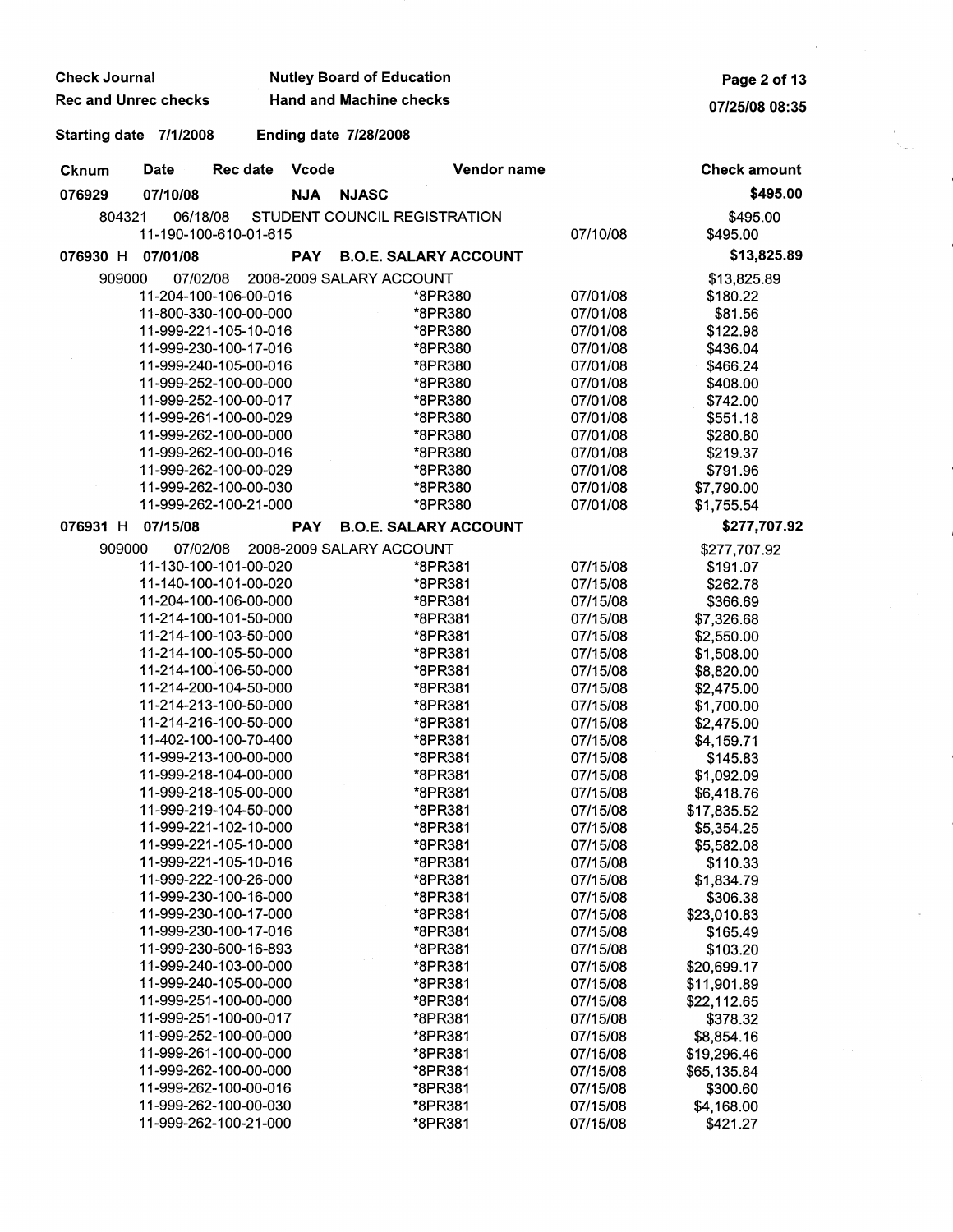Check Journal — Nutley Board of Education
Rec and Unrec checks — Hand and Machine checks

Starting date 7/1/2008 — Ending date 7/28/2008

| Cknum | Date | Rec date | Vcode | Vendor name | | Check amount |
|---|---|---|---|---|---|---|
| **076929** | **07/10/08** | | **NJA** | **NJASC** | | **$495.00** |
| 804321 | 06/18/08 | | | STUDENT COUNCIL REGISTRATION | | $495.00 |
| | 11-190-100-610-01-615 | | | | 07/10/08 | $495.00 |
| **076930 H** | **07/01/08** | | **PAY** | **B.O.E. SALARY ACCOUNT** | | **$13,825.89** |
| 909000 | 07/02/08 | | | 2008-2009 SALARY ACCOUNT | | $13,825.89 |
| | 11-204-100-106-00-016 | | | *8PR380 | 07/01/08 | $180.22 |
| | 11-800-330-100-00-000 | | | *8PR380 | 07/01/08 | $81.56 |
| | 11-999-221-105-10-016 | | | *8PR380 | 07/01/08 | $122.98 |
| | 11-999-230-100-17-016 | | | *8PR380 | 07/01/08 | $436.04 |
| | 11-999-240-105-00-016 | | | *8PR380 | 07/01/08 | $466.24 |
| | 11-999-252-100-00-000 | | | *8PR380 | 07/01/08 | $408.00 |
| | 11-999-252-100-00-017 | | | *8PR380 | 07/01/08 | $742.00 |
| | 11-999-261-100-00-029 | | | *8PR380 | 07/01/08 | $551.18 |
| | 11-999-262-100-00-000 | | | *8PR380 | 07/01/08 | $280.80 |
| | 11-999-262-100-00-016 | | | *8PR380 | 07/01/08 | $219.37 |
| | 11-999-262-100-00-029 | | | *8PR380 | 07/01/08 | $791.96 |
| | 11-999-262-100-00-030 | | | *8PR380 | 07/01/08 | $7,790.00 |
| | 11-999-262-100-21-000 | | | *8PR380 | 07/01/08 | $1,755.54 |
| **076931 H** | **07/15/08** | | **PAY** | **B.O.E. SALARY ACCOUNT** | | **$277,707.92** |
| 909000 | 07/02/08 | | | 2008-2009 SALARY ACCOUNT | | $277,707.92 |
| | 11-130-100-101-00-020 | | | *8PR381 | 07/15/08 | $191.07 |
| | 11-140-100-101-00-020 | | | *8PR381 | 07/15/08 | $262.78 |
| | 11-204-100-106-00-000 | | | *8PR381 | 07/15/08 | $366.69 |
| | 11-214-100-101-50-000 | | | *8PR381 | 07/15/08 | $7,326.68 |
| | 11-214-100-103-50-000 | | | *8PR381 | 07/15/08 | $2,550.00 |
| | 11-214-100-105-50-000 | | | *8PR381 | 07/15/08 | $1,508.00 |
| | 11-214-100-106-50-000 | | | *8PR381 | 07/15/08 | $8,820.00 |
| | 11-214-200-104-50-000 | | | *8PR381 | 07/15/08 | $2,475.00 |
| | 11-214-213-100-50-000 | | | *8PR381 | 07/15/08 | $1,700.00 |
| | 11-214-216-100-50-000 | | | *8PR381 | 07/15/08 | $2,475.00 |
| | 11-402-100-100-70-400 | | | *8PR381 | 07/15/08 | $4,159.71 |
| | 11-999-213-100-00-000 | | | *8PR381 | 07/15/08 | $145.83 |
| | 11-999-218-104-00-000 | | | *8PR381 | 07/15/08 | $1,092.09 |
| | 11-999-218-105-00-000 | | | *8PR381 | 07/15/08 | $6,418.76 |
| | 11-999-219-104-50-000 | | | *8PR381 | 07/15/08 | $17,835.52 |
| | 11-999-221-102-10-000 | | | *8PR381 | 07/15/08 | $5,354.25 |
| | 11-999-221-105-10-000 | | | *8PR381 | 07/15/08 | $5,582.08 |
| | 11-999-221-105-10-016 | | | *8PR381 | 07/15/08 | $110.33 |
| | 11-999-222-100-26-000 | | | *8PR381 | 07/15/08 | $1,834.79 |
| | 11-999-230-100-16-000 | | | *8PR381 | 07/15/08 | $306.38 |
| | 11-999-230-100-17-000 | | | *8PR381 | 07/15/08 | $23,010.83 |
| | 11-999-230-100-17-016 | | | *8PR381 | 07/15/08 | $165.49 |
| | 11-999-230-600-16-893 | | | *8PR381 | 07/15/08 | $103.20 |
| | 11-999-240-103-00-000 | | | *8PR381 | 07/15/08 | $20,699.17 |
| | 11-999-240-105-00-000 | | | *8PR381 | 07/15/08 | $11,901.89 |
| | 11-999-251-100-00-000 | | | *8PR381 | 07/15/08 | $22,112.65 |
| | 11-999-251-100-00-017 | | | *8PR381 | 07/15/08 | $378.32 |
| | 11-999-252-100-00-000 | | | *8PR381 | 07/15/08 | $8,854.16 |
| | 11-999-261-100-00-000 | | | *8PR381 | 07/15/08 | $19,296.46 |
| | 11-999-262-100-00-000 | | | *8PR381 | 07/15/08 | $65,135.84 |
| | 11-999-262-100-00-016 | | | *8PR381 | 07/15/08 | $300.60 |
| | 11-999-262-100-00-030 | | | *8PR381 | 07/15/08 | $4,168.00 |
| | 11-999-262-100-21-000 | | | *8PR381 | 07/15/08 | $421.27 |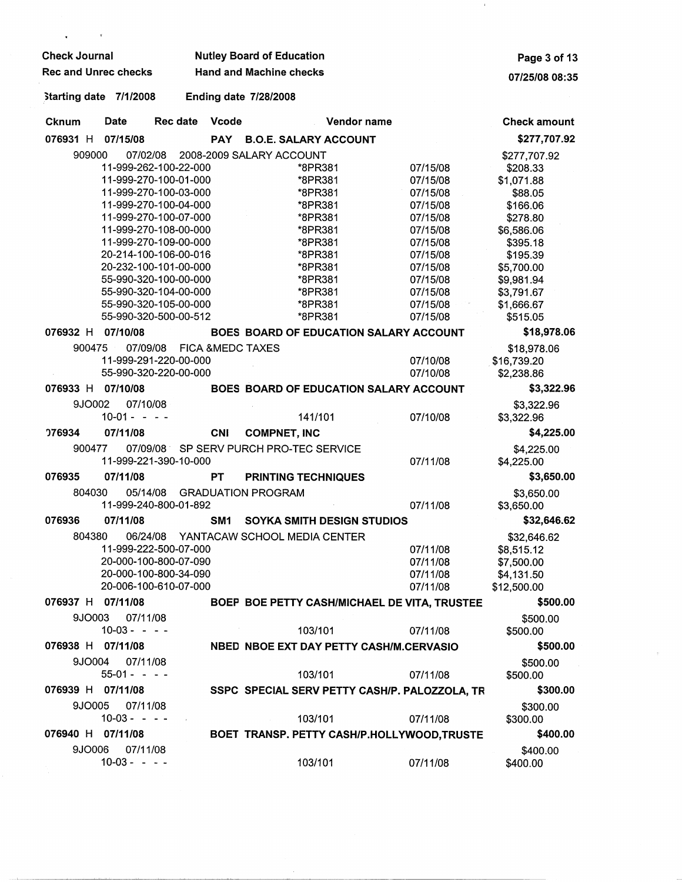Check Journal — Nutley Board of Education
Rec and Unrec checks — Hand and Machine checks

07/25/08 08:35

Starting date 7/1/2008 — Ending date 7/28/2008

| Cknum | Date | Rec date | Vcode | Vendor name | | Check amount |
|---|---|---|---|---|---|---|
| **076931 H** | **07/15/08** | | **PAY** | **B.O.E. SALARY ACCOUNT** | | **$277,707.92** |
| 909000 | 07/02/08 | | | 2008-2009 SALARY ACCOUNT | | $277,707.92 |
| | 11-999-262-100-22-000 | | | *8PR381 | 07/15/08 | $208.33 |
| | 11-999-270-100-01-000 | | | *8PR381 | 07/15/08 | $1,071.88 |
| | 11-999-270-100-03-000 | | | *8PR381 | 07/15/08 | $88.05 |
| | 11-999-270-100-04-000 | | | *8PR381 | 07/15/08 | $166.06 |
| | 11-999-270-100-07-000 | | | *8PR381 | 07/15/08 | $278.80 |
| | 11-999-270-108-00-000 | | | *8PR381 | 07/15/08 | $6,586.06 |
| | 11-999-270-109-00-000 | | | *8PR381 | 07/15/08 | $395.18 |
| | 20-214-100-106-00-016 | | | *8PR381 | 07/15/08 | $195.39 |
| | 20-232-100-101-00-000 | | | *8PR381 | 07/15/08 | $5,700.00 |
| | 55-990-320-100-00-000 | | | *8PR381 | 07/15/08 | $9,981.94 |
| | 55-990-320-104-00-000 | | | *8PR381 | 07/15/08 | $3,791.67 |
| | 55-990-320-105-00-000 | | | *8PR381 | 07/15/08 | $1,666.67 |
| | 55-990-320-500-00-512 | | | *8PR381 | 07/15/08 | $515.05 |
| **076932 H** | **07/10/08** | | **BOES** | **BOARD OF EDUCATION SALARY ACCOUNT** | | **$18,978.06** |
| 900475 | 07/09/08 | | | FICA &MEDC TAXES | | $18,978.06 |
| | 11-999-291-220-00-000 | | | | 07/10/08 | $16,739.20 |
| | 55-990-320-220-00-000 | | | | 07/10/08 | $2,238.86 |
| **076933 H** | **07/10/08** | | **BOES** | **BOARD OF EDUCATION SALARY ACCOUNT** | | **$3,322.96** |
| 9JO002 | 07/10/08 | | | | | $3,322.96 |
| | 10-01 - - - - | | | 141/101 | 07/10/08 | $3,322.96 |
| **076934** | **07/11/08** | | **CNI** | **COMPNET, INC** | | **$4,225.00** |
| 900477 | 07/09/08 | | | SP SERV PURCH PRO-TEC SERVICE | | $4,225.00 |
| | 11-999-221-390-10-000 | | | | 07/11/08 | $4,225.00 |
| **076935** | **07/11/08** | | **PT** | **PRINTING TECHNIQUES** | | **$3,650.00** |
| 804030 | 05/14/08 | | | GRADUATION PROGRAM | | $3,650.00 |
| | 11-999-240-800-01-892 | | | | 07/11/08 | $3,650.00 |
| **076936** | **07/11/08** | | **SM1** | **SOYKA SMITH DESIGN STUDIOS** | | **$32,646.62** |
| 804380 | 06/24/08 | | | YANTACAW SCHOOL MEDIA CENTER | | $32,646.62 |
| | 11-999-222-500-07-000 | | | | 07/11/08 | $8,515.12 |
| | 20-000-100-800-07-090 | | | | 07/11/08 | $7,500.00 |
| | 20-000-100-800-34-090 | | | | 07/11/08 | $4,131.50 |
| | 20-006-100-610-07-000 | | | | 07/11/08 | $12,500.00 |
| **076937 H** | **07/11/08** | | **BOEP** | **BOE PETTY CASH/MICHAEL DE VITA, TRUSTEE** | | **$500.00** |
| 9JO003 | 07/11/08 | | | | | $500.00 |
| | 10-03 - - - - | | | 103/101 | 07/11/08 | $500.00 |
| **076938 H** | **07/11/08** | | **NBED** | **NBOE EXT DAY PETTY CASH/M.CERVASIO** | | **$500.00** |
| 9JO004 | 07/11/08 | | | | | $500.00 |
| | 55-01 - - - - | | | 103/101 | 07/11/08 | $500.00 |
| **076939 H** | **07/11/08** | | **SSPC** | **SPECIAL SERV PETTY CASH/P. PALOZZOLA, TR** | | **$300.00** |
| 9JO005 | 07/11/08 | | | | | $300.00 |
| | 10-03 - - - - | | | 103/101 | 07/11/08 | $300.00 |
| **076940 H** | **07/11/08** | | **BOET** | **TRANSP. PETTY CASH/P.HOLLYWOOD,TRUSTE** | | **$400.00** |
| 9JO006 | 07/11/08 | | | | | $400.00 |
| | 10-03 - - - - | | | 103/101 | 07/11/08 | $400.00 |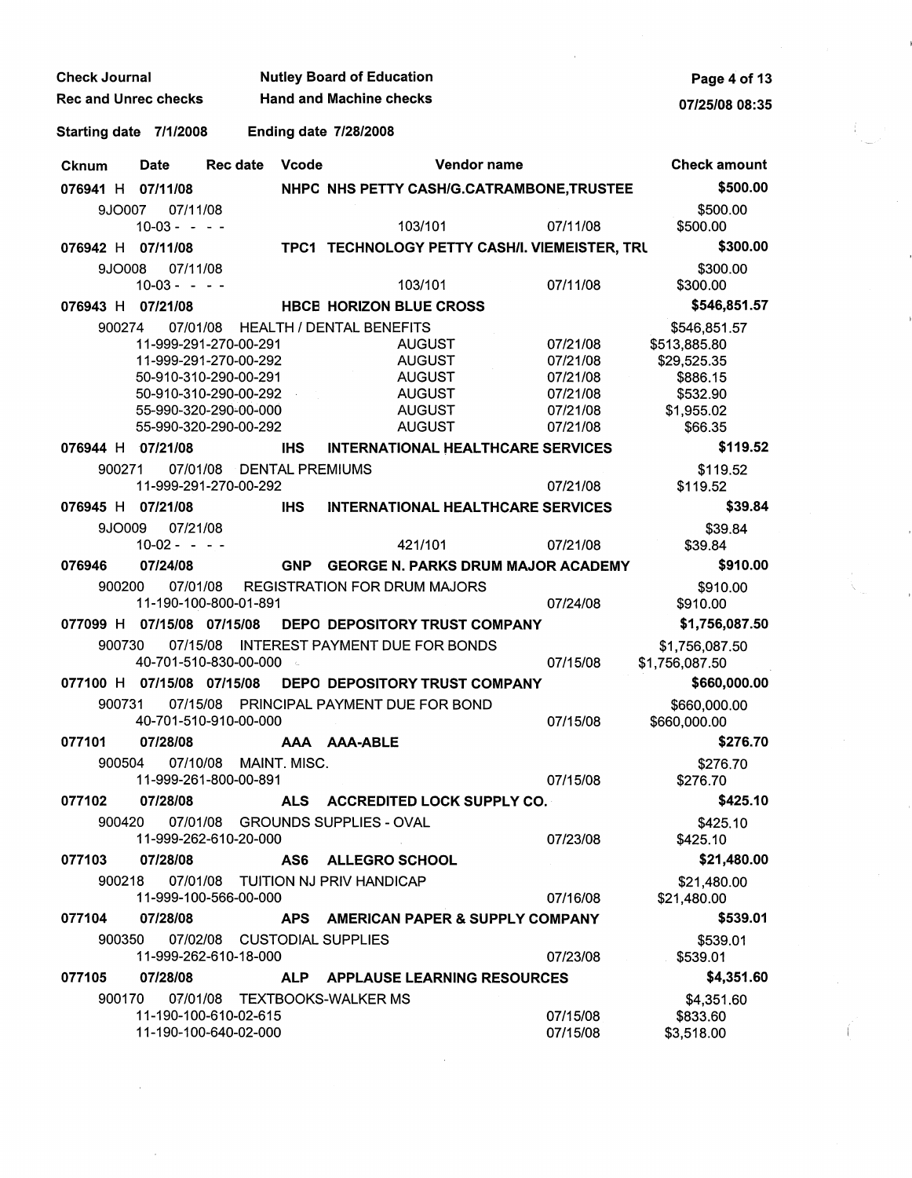Check Journal — Nutley Board of Education

Rec and Unrec checks — Hand and Machine checks

07/25/08 08:35

Starting date 7/1/2008 — Ending date 7/28/2008

| Cknum | Date | Rec date | Vcode | Vendor name | | Check amount |
|---|---|---|---|---|---|---|
| **076941 H** | **07/11/08** | | **NHPC** | **NHS PETTY CASH/G.CATRAMBONE,TRUSTEE** | | **$500.00** |
| 9JO007 | 07/11/08 | | | | | $500.00 |
| | 10-03 - - - - | | | 103/101 | 07/11/08 | $500.00 |
| **076942 H** | **07/11/08** | | **TPC1** | **TECHNOLOGY PETTY CASH/I. VIEMEISTER, TRU** | | **$300.00** |
| 9JO008 | 07/11/08 | | | | | $300.00 |
| | 10-03 - - - - | | | 103/101 | 07/11/08 | $300.00 |
| **076943 H** | **07/21/08** | | **HBCE** | **HORIZON BLUE CROSS** | | **$546,851.57** |
| 900274 | 07/01/08 | | | HEALTH / DENTAL BENEFITS | | $546,851.57 |
| | 11-999-291-270-00-291 | | | AUGUST | 07/21/08 | $513,885.80 |
| | 11-999-291-270-00-292 | | | AUGUST | 07/21/08 | $29,525.35 |
| | 50-910-310-290-00-291 | | | AUGUST | 07/21/08 | $886.15 |
| | 50-910-310-290-00-292 | | | AUGUST | 07/21/08 | $532.90 |
| | 55-990-320-290-00-000 | | | AUGUST | 07/21/08 | $1,955.02 |
| | 55-990-320-290-00-292 | | | AUGUST | 07/21/08 | $66.35 |
| **076944 H** | **07/21/08** | | **IHS** | **INTERNATIONAL HEALTHCARE SERVICES** | | **$119.52** |
| 900271 | 07/01/08 | | | DENTAL PREMIUMS | | $119.52 |
| | 11-999-291-270-00-292 | | | | 07/21/08 | $119.52 |
| **076945 H** | **07/21/08** | | **IHS** | **INTERNATIONAL HEALTHCARE SERVICES** | | **$39.84** |
| 9JO009 | 07/21/08 | | | | | $39.84 |
| | 10-02 - - - - | | | 421/101 | 07/21/08 | $39.84 |
| **076946** | **07/24/08** | | **GNP** | **GEORGE N. PARKS DRUM MAJOR ACADEMY** | | **$910.00** |
| 900200 | 07/01/08 | | | REGISTRATION FOR DRUM MAJORS | | $910.00 |
| | 11-190-100-800-01-891 | | | | 07/24/08 | $910.00 |
| **077099 H** | **07/15/08** | **07/15/08** | **DEPO** | **DEPOSITORY TRUST COMPANY** | | **$1,756,087.50** |
| 900730 | 07/15/08 | | | INTEREST PAYMENT DUE FOR BONDS | | $1,756,087.50 |
| | 40-701-510-830-00-000 | | | | 07/15/08 | $1,756,087.50 |
| **077100 H** | **07/15/08** | **07/15/08** | **DEPO** | **DEPOSITORY TRUST COMPANY** | | **$660,000.00** |
| 900731 | 07/15/08 | | | PRINCIPAL PAYMENT DUE FOR BOND | | $660,000.00 |
| | 40-701-510-910-00-000 | | | | 07/15/08 | $660,000.00 |
| **077101** | **07/28/08** | | **AAA** | **AAA-ABLE** | | **$276.70** |
| 900504 | 07/10/08 | | | MAINT. MISC. | | $276.70 |
| | 11-999-261-800-00-891 | | | | 07/15/08 | $276.70 |
| **077102** | **07/28/08** | | **ALS** | **ACCREDITED LOCK SUPPLY CO.** | | **$425.10** |
| 900420 | 07/01/08 | | | GROUNDS SUPPLIES - OVAL | | $425.10 |
| | 11-999-262-610-20-000 | | | | 07/23/08 | $425.10 |
| **077103** | **07/28/08** | | **AS6** | **ALLEGRO SCHOOL** | | **$21,480.00** |
| 900218 | 07/01/08 | | | TUITION NJ PRIV HANDICAP | | $21,480.00 |
| | 11-999-100-566-00-000 | | | | 07/16/08 | $21,480.00 |
| **077104** | **07/28/08** | | **APS** | **AMERICAN PAPER & SUPPLY COMPANY** | | **$539.01** |
| 900350 | 07/02/08 | | | CUSTODIAL SUPPLIES | | $539.01 |
| | 11-999-262-610-18-000 | | | | 07/23/08 | $539.01 |
| **077105** | **07/28/08** | | **ALP** | **APPLAUSE LEARNING RESOURCES** | | **$4,351.60** |
| 900170 | 07/01/08 | | | TEXTBOOKS-WALKER MS | | $4,351.60 |
| | 11-190-100-610-02-615 | | | | 07/15/08 | $833.60 |
| | 11-190-100-640-02-000 | | | | 07/15/08 | $3,518.00 |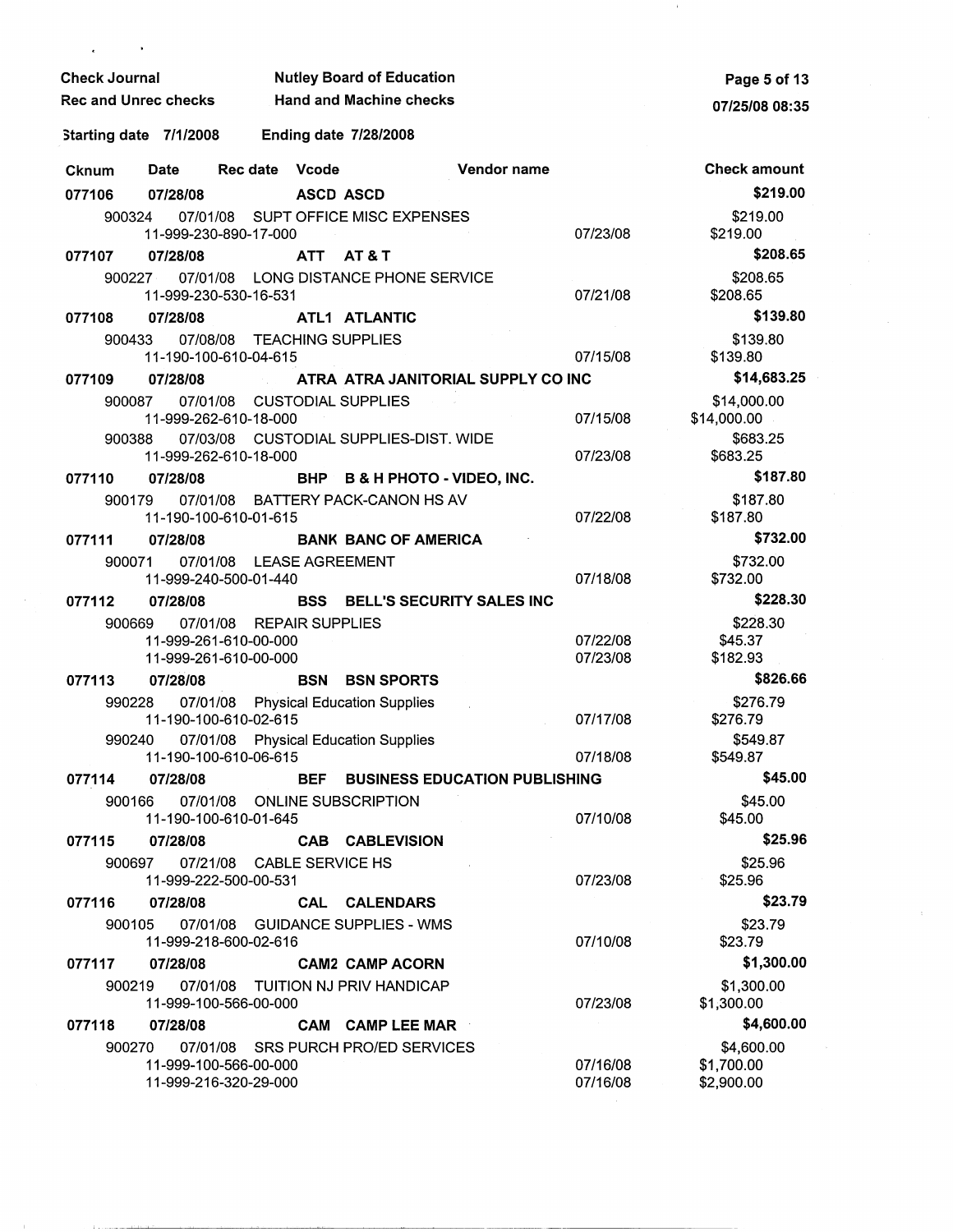Check Journal — Nutley Board of Education
Rec and Unrec checks — Hand and Machine checks

Starting date 7/1/2008 — Ending date 7/28/2008

| Cknum | Date | Rec date | Vcode | Vendor name | | Check amount |
|---|---|---|---|---|---|---|
| **077106** | **07/28/08** | | **ASCD** | **ASCD** | | **$219.00** |
| 900324 | 07/01/08 | | | SUPT OFFICE MISC EXPENSES | | $219.00 |
| | 11-999-230-890-17-000 | | | | 07/23/08 | $219.00 |
| **077107** | **07/28/08** | | **ATT** | **AT & T** | | **$208.65** |
| 900227 | 07/01/08 | | | LONG DISTANCE PHONE SERVICE | | $208.65 |
| | 11-999-230-530-16-531 | | | | 07/21/08 | $208.65 |
| **077108** | **07/28/08** | | **ATL1** | **ATLANTIC** | | **$139.80** |
| 900433 | 07/08/08 | | | TEACHING SUPPLIES | | $139.80 |
| | 11-190-100-610-04-615 | | | | 07/15/08 | $139.80 |
| **077109** | **07/28/08** | | **ATRA** | **ATRA JANITORIAL SUPPLY CO INC** | | **$14,683.25** |
| 900087 | 07/01/08 | | | CUSTODIAL SUPPLIES | | $14,000.00 |
| | 11-999-262-610-18-000 | | | | 07/15/08 | $14,000.00 |
| 900388 | 07/03/08 | | | CUSTODIAL SUPPLIES-DIST. WIDE | | $683.25 |
| | 11-999-262-610-18-000 | | | | 07/23/08 | $683.25 |
| **077110** | **07/28/08** | | **BHP** | **B & H PHOTO - VIDEO, INC.** | | **$187.80** |
| 900179 | 07/01/08 | | | BATTERY PACK-CANON HS AV | | $187.80 |
| | 11-190-100-610-01-615 | | | | 07/22/08 | $187.80 |
| **077111** | **07/28/08** | | **BANK** | **BANC OF AMERICA** | | **$732.00** |
| 900071 | 07/01/08 | | | LEASE AGREEMENT | | $732.00 |
| | 11-999-240-500-01-440 | | | | 07/18/08 | $732.00 |
| **077112** | **07/28/08** | | **BSS** | **BELL'S SECURITY SALES INC** | | **$228.30** |
| 900669 | 07/01/08 | | | REPAIR SUPPLIES | | $228.30 |
| | 11-999-261-610-00-000 | | | | 07/22/08 | $45.37 |
| | 11-999-261-610-00-000 | | | | 07/23/08 | $182.93 |
| **077113** | **07/28/08** | | **BSN** | **BSN SPORTS** | | **$826.66** |
| 990228 | 07/01/08 | | | Physical Education Supplies | | $276.79 |
| | 11-190-100-610-02-615 | | | | 07/17/08 | $276.79 |
| 990240 | 07/01/08 | | | Physical Education Supplies | | $549.87 |
| | 11-190-100-610-06-615 | | | | 07/18/08 | $549.87 |
| **077114** | **07/28/08** | | **BEF** | **BUSINESS EDUCATION PUBLISHING** | | **$45.00** |
| 900166 | 07/01/08 | | | ONLINE SUBSCRIPTION | | $45.00 |
| | 11-190-100-610-01-645 | | | | 07/10/08 | $45.00 |
| **077115** | **07/28/08** | | **CAB** | **CABLEVISION** | | **$25.96** |
| 900697 | 07/21/08 | | | CABLE SERVICE HS | | $25.96 |
| | 11-999-222-500-00-531 | | | | 07/23/08 | $25.96 |
| **077116** | **07/28/08** | | **CAL** | **CALENDARS** | | **$23.79** |
| 900105 | 07/01/08 | | | GUIDANCE SUPPLIES - WMS | | $23.79 |
| | 11-999-218-600-02-616 | | | | 07/10/08 | $23.79 |
| **077117** | **07/28/08** | | **CAM2** | **CAMP ACORN** | | **$1,300.00** |
| 900219 | 07/01/08 | | | TUITION NJ PRIV HANDICAP | | $1,300.00 |
| | 11-999-100-566-00-000 | | | | 07/23/08 | $1,300.00 |
| **077118** | **07/28/08** | | **CAM** | **CAMP LEE MAR** | | **$4,600.00** |
| 900270 | 07/01/08 | | | SRS PURCH PRO/ED SERVICES | | $4,600.00 |
| | 11-999-100-566-00-000 | | | | 07/16/08 | $1,700.00 |
| | 11-999-216-320-29-000 | | | | 07/16/08 | $2,900.00 |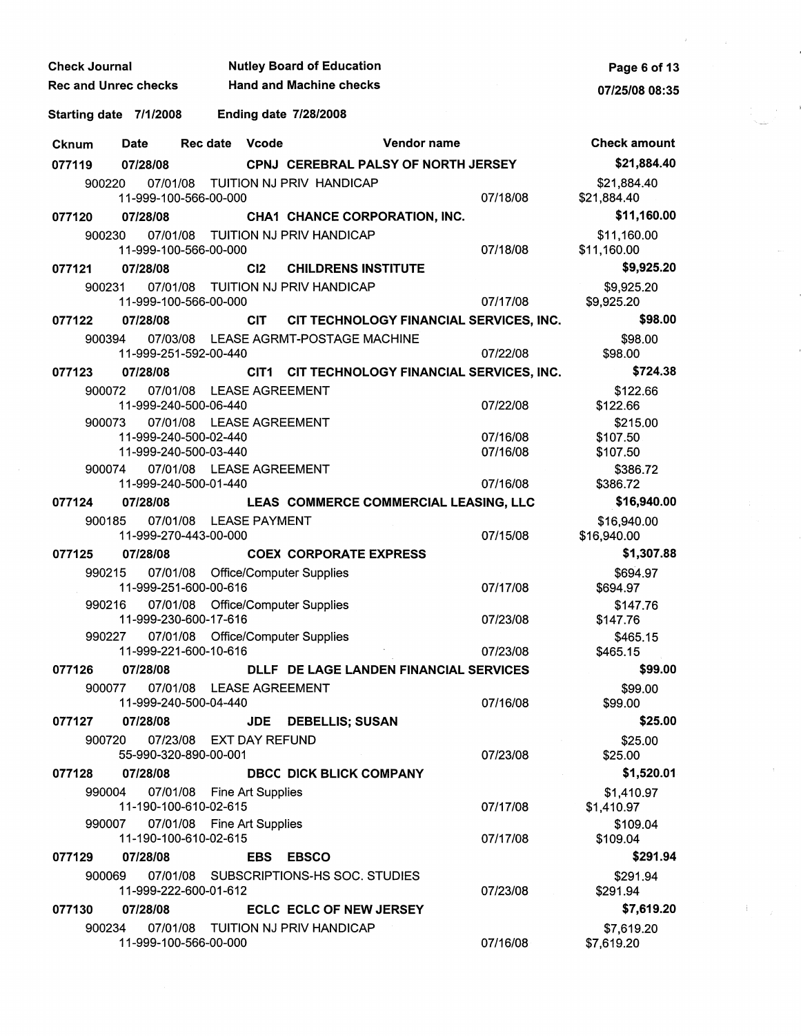**Check Journal** | **Nutley Board of Education**
**Rec and Unrec checks** | **Hand and Machine checks**

**Starting date 7/1/2008** | **Ending date 7/28/2008**

| Cknum | Date | Rec date | Vcode | Vendor name | | Check amount |
|---|---|---|---|---|---|---|
| **077119** | **07/28/08** | | **CPNJ** | **CEREBRAL PALSY OF NORTH JERSEY** | | **$21,884.40** |
| 900220 | 07/01/08 | | | TUITION NJ PRIV HANDICAP | | $21,884.40 |
| | 11-999-100-566-00-000 | | | | 07/18/08 | $21,884.40 |
| **077120** | **07/28/08** | | **CHA1** | **CHANCE CORPORATION, INC.** | | **$11,160.00** |
| 900230 | 07/01/08 | | | TUITION NJ PRIV HANDICAP | | $11,160.00 |
| | 11-999-100-566-00-000 | | | | 07/18/08 | $11,160.00 |
| **077121** | **07/28/08** | | **CI2** | **CHILDRENS INSTITUTE** | | **$9,925.20** |
| 900231 | 07/01/08 | | | TUITION NJ PRIV HANDICAP | | $9,925.20 |
| | 11-999-100-566-00-000 | | | | 07/17/08 | $9,925.20 |
| **077122** | **07/28/08** | | **CIT** | **CIT TECHNOLOGY FINANCIAL SERVICES, INC.** | | **$98.00** |
| 900394 | 07/03/08 | | | LEASE AGRMT-POSTAGE MACHINE | | $98.00 |
| | 11-999-251-592-00-440 | | | | 07/22/08 | $98.00 |
| **077123** | **07/28/08** | | **CIT1** | **CIT TECHNOLOGY FINANCIAL SERVICES, INC.** | | **$724.38** |
| 900072 | 07/01/08 | | | LEASE AGREEMENT | | $122.66 |
| | 11-999-240-500-06-440 | | | | 07/22/08 | $122.66 |
| 900073 | 07/01/08 | | | LEASE AGREEMENT | | $215.00 |
| | 11-999-240-500-02-440 | | | | 07/16/08 | $107.50 |
| | 11-999-240-500-03-440 | | | | 07/16/08 | $107.50 |
| 900074 | 07/01/08 | | | LEASE AGREEMENT | | $386.72 |
| | 11-999-240-500-01-440 | | | | 07/16/08 | $386.72 |
| **077124** | **07/28/08** | | **LEAS** | **COMMERCE COMMERCIAL LEASING, LLC** | | **$16,940.00** |
| 900185 | 07/01/08 | | | LEASE PAYMENT | | $16,940.00 |
| | 11-999-270-443-00-000 | | | | 07/15/08 | $16,940.00 |
| **077125** | **07/28/08** | | **COEX** | **CORPORATE EXPRESS** | | **$1,307.88** |
| 990215 | 07/01/08 | | | Office/Computer Supplies | | $694.97 |
| | 11-999-251-600-00-616 | | | | 07/17/08 | $694.97 |
| 990216 | 07/01/08 | | | Office/Computer Supplies | | $147.76 |
| | 11-999-230-600-17-616 | | | | 07/23/08 | $147.76 |
| 990227 | 07/01/08 | | | Office/Computer Supplies | | $465.15 |
| | 11-999-221-600-10-616 | | | | 07/23/08 | $465.15 |
| **077126** | **07/28/08** | | **DLLF** | **DE LAGE LANDEN FINANCIAL SERVICES** | | **$99.00** |
| 900077 | 07/01/08 | | | LEASE AGREEMENT | | $99.00 |
| | 11-999-240-500-04-440 | | | | 07/16/08 | $99.00 |
| **077127** | **07/28/08** | | **JDE** | **DEBELLIS; SUSAN** | | **$25.00** |
| 900720 | 07/23/08 | | | EXT DAY REFUND | | $25.00 |
| | 55-990-320-890-00-001 | | | | 07/23/08 | $25.00 |
| **077128** | **07/28/08** | | **DBCC** | **DICK BLICK COMPANY** | | **$1,520.01** |
| 990004 | 07/01/08 | | | Fine Art Supplies | | $1,410.97 |
| | 11-190-100-610-02-615 | | | | 07/17/08 | $1,410.97 |
| 990007 | 07/01/08 | | | Fine Art Supplies | | $109.04 |
| | 11-190-100-610-02-615 | | | | 07/17/08 | $109.04 |
| **077129** | **07/28/08** | | **EBS** | **EBSCO** | | **$291.94** |
| 900069 | 07/01/08 | | | SUBSCRIPTIONS-HS SOC. STUDIES | | $291.94 |
| | 11-999-222-600-01-612 | | | | 07/23/08 | $291.94 |
| **077130** | **07/28/08** | | **ECLC** | **ECLC OF NEW JERSEY** | | **$7,619.20** |
| 900234 | 07/01/08 | | | TUITION NJ PRIV HANDICAP | | $7,619.20 |
| | 11-999-100-566-00-000 | | | | 07/16/08 | $7,619.20 |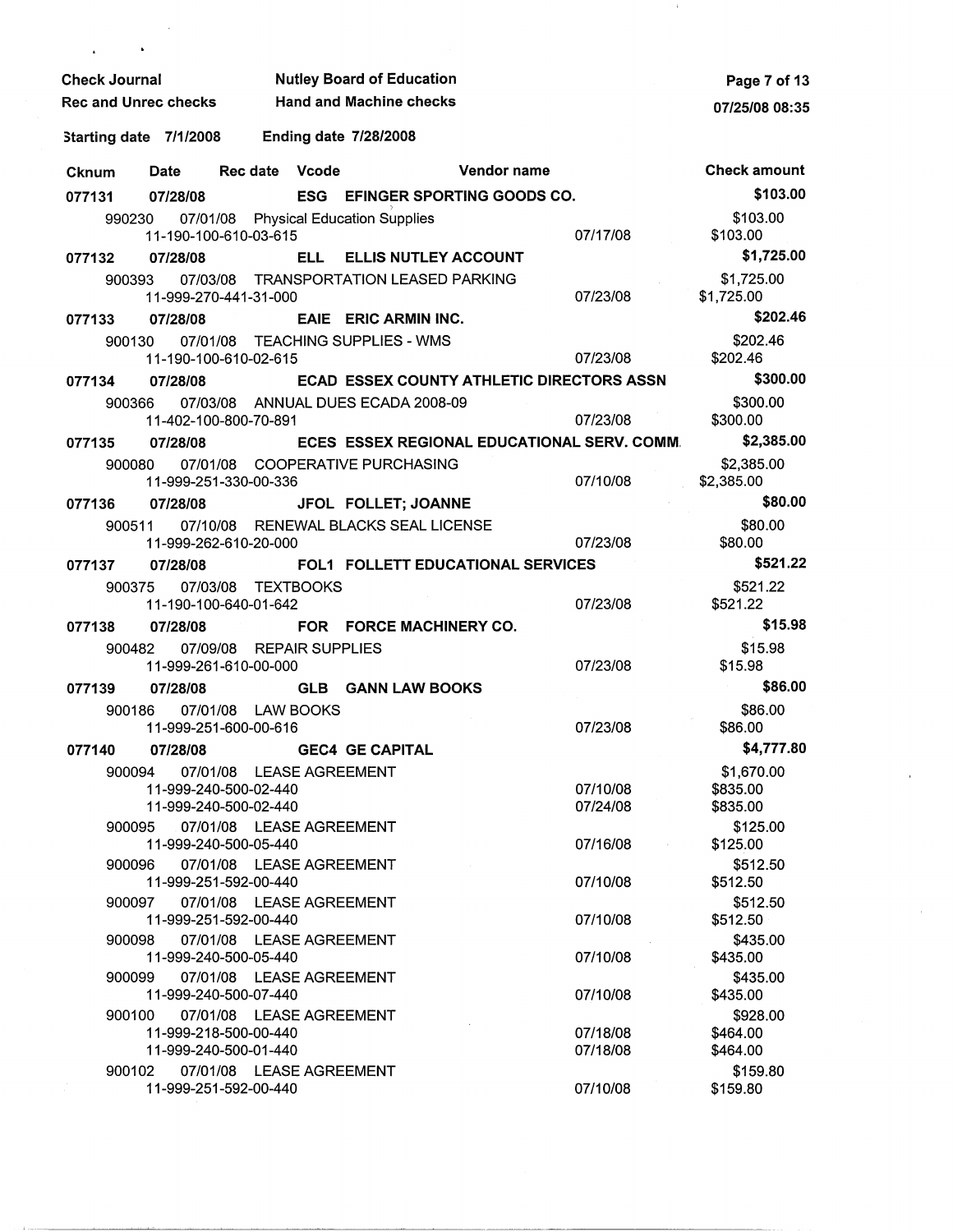Check Journal — Nutley Board of Education
Rec and Unrec checks — Hand and Machine checks
07/25/08 08:35

Starting date 7/1/2008 Ending date 7/28/2008

| Cknum | Date | Rec date | Vcode | Vendor name | | Check amount |
|---|---|---|---|---|---|---|
| **077131** | **07/28/08** | | **ESG** | **EFINGER SPORTING GOODS CO.** | | **$103.00** |
| 990230 | 07/01/08 | | | Physical Education Supplies | | $103.00 |
| | 11-190-100-610-03-615 | | | | 07/17/08 | $103.00 |
| **077132** | **07/28/08** | | **ELL** | **ELLIS NUTLEY ACCOUNT** | | **$1,725.00** |
| 900393 | 07/03/08 | | | TRANSPORTATION LEASED PARKING | | $1,725.00 |
| | 11-999-270-441-31-000 | | | | 07/23/08 | $1,725.00 |
| **077133** | **07/28/08** | | **EAIE** | **ERIC ARMIN INC.** | | **$202.46** |
| 900130 | 07/01/08 | | | TEACHING SUPPLIES - WMS | | $202.46 |
| | 11-190-100-610-02-615 | | | | 07/23/08 | $202.46 |
| **077134** | **07/28/08** | | **ECAD** | **ESSEX COUNTY ATHLETIC DIRECTORS ASSN** | | **$300.00** |
| 900366 | 07/03/08 | | | ANNUAL DUES ECADA 2008-09 | | $300.00 |
| | 11-402-100-800-70-891 | | | | 07/23/08 | $300.00 |
| **077135** | **07/28/08** | | **ECES** | **ESSEX REGIONAL EDUCATIONAL SERV. COMM.** | | **$2,385.00** |
| 900080 | 07/01/08 | | | COOPERATIVE PURCHASING | | $2,385.00 |
| | 11-999-251-330-00-336 | | | | 07/10/08 | $2,385.00 |
| **077136** | **07/28/08** | | **JFOL** | **FOLLET; JOANNE** | | **$80.00** |
| 900511 | 07/10/08 | | | RENEWAL BLACKS SEAL LICENSE | | $80.00 |
| | 11-999-262-610-20-000 | | | | 07/23/08 | $80.00 |
| **077137** | **07/28/08** | | **FOL1** | **FOLLETT EDUCATIONAL SERVICES** | | **$521.22** |
| 900375 | 07/03/08 | | | TEXTBOOKS | | $521.22 |
| | 11-190-100-640-01-642 | | | | 07/23/08 | $521.22 |
| **077138** | **07/28/08** | | **FOR** | **FORCE MACHINERY CO.** | | **$15.98** |
| 900482 | 07/09/08 | | | REPAIR SUPPLIES | | $15.98 |
| | 11-999-261-610-00-000 | | | | 07/23/08 | $15.98 |
| **077139** | **07/28/08** | | **GLB** | **GANN LAW BOOKS** | | **$86.00** |
| 900186 | 07/01/08 | | | LAW BOOKS | | $86.00 |
| | 11-999-251-600-00-616 | | | | 07/23/08 | $86.00 |
| **077140** | **07/28/08** | | **GEC4** | **GE CAPITAL** | | **$4,777.80** |
| 900094 | 07/01/08 | | | LEASE AGREEMENT | | $1,670.00 |
| | 11-999-240-500-02-440 | | | | 07/10/08 | $835.00 |
| | 11-999-240-500-02-440 | | | | 07/24/08 | $835.00 |
| 900095 | 07/01/08 | | | LEASE AGREEMENT | | $125.00 |
| | 11-999-240-500-05-440 | | | | 07/16/08 | $125.00 |
| 900096 | 07/01/08 | | | LEASE AGREEMENT | | $512.50 |
| | 11-999-251-592-00-440 | | | | 07/10/08 | $512.50 |
| 900097 | 07/01/08 | | | LEASE AGREEMENT | | $512.50 |
| | 11-999-251-592-00-440 | | | | 07/10/08 | $512.50 |
| 900098 | 07/01/08 | | | LEASE AGREEMENT | | $435.00 |
| | 11-999-240-500-05-440 | | | | 07/10/08 | $435.00 |
| 900099 | 07/01/08 | | | LEASE AGREEMENT | | $435.00 |
| | 11-999-240-500-07-440 | | | | 07/10/08 | $435.00 |
| 900100 | 07/01/08 | | | LEASE AGREEMENT | | $928.00 |
| | 11-999-218-500-00-440 | | | | 07/18/08 | $464.00 |
| | 11-999-240-500-01-440 | | | | 07/18/08 | $464.00 |
| 900102 | 07/01/08 | | | LEASE AGREEMENT | | $159.80 |
| | 11-999-251-592-00-440 | | | | 07/10/08 | $159.80 |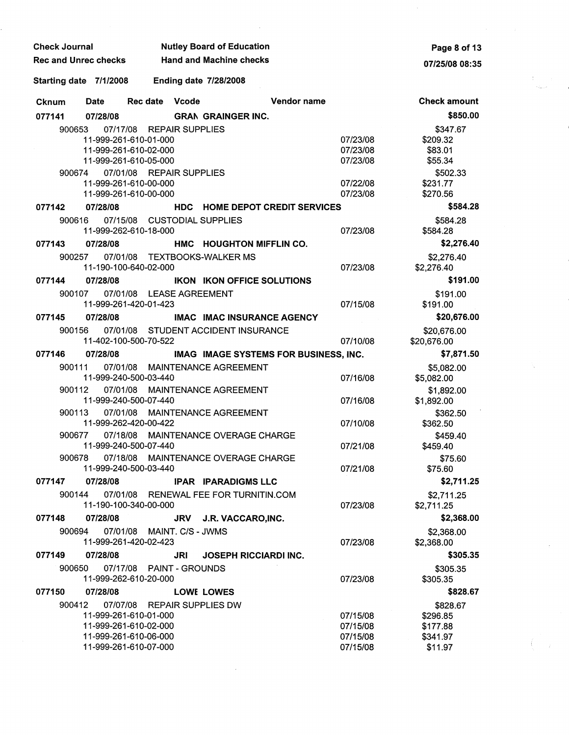Check Journal — Nutley Board of Education
Rec and Unrec checks — Hand and Machine checks

Starting date 7/1/2008 — Ending date 7/28/2008

| Cknum | Date | Rec date | Vcode | Vendor name | | Check amount |
|---|---|---|---|---|---|---|
| **077141** | **07/28/08** | | **GRAN** | **GRAINGER INC.** | | **$850.00** |
| 900653 | 07/17/08 | | | REPAIR SUPPLIES | | $347.67 |
| | 11-999-261-610-01-000 | | | | 07/23/08 | $209.32 |
| | 11-999-261-610-02-000 | | | | 07/23/08 | $83.01 |
| | 11-999-261-610-05-000 | | | | 07/23/08 | $55.34 |
| 900674 | 07/01/08 | | | REPAIR SUPPLIES | | $502.33 |
| | 11-999-261-610-00-000 | | | | 07/22/08 | $231.77 |
| | 11-999-261-610-00-000 | | | | 07/23/08 | $270.56 |
| **077142** | **07/28/08** | | **HDC** | **HOME DEPOT CREDIT SERVICES** | | **$584.28** |
| 900616 | 07/15/08 | | | CUSTODIAL SUPPLIES | | $584.28 |
| | 11-999-262-610-18-000 | | | | 07/23/08 | $584.28 |
| **077143** | **07/28/08** | | **HMC** | **HOUGHTON MIFFLIN CO.** | | **$2,276.40** |
| 900257 | 07/01/08 | | | TEXTBOOKS-WALKER MS | | $2,276.40 |
| | 11-190-100-640-02-000 | | | | 07/23/08 | $2,276.40 |
| **077144** | **07/28/08** | | **IKON** | **IKON OFFICE SOLUTIONS** | | **$191.00** |
| 900107 | 07/01/08 | | | LEASE AGREEMENT | | $191.00 |
| | 11-999-261-420-01-423 | | | | 07/15/08 | $191.00 |
| **077145** | **07/28/08** | | **IMAC** | **IMAC INSURANCE AGENCY** | | **$20,676.00** |
| 900156 | 07/01/08 | | | STUDENT ACCIDENT INSURANCE | | $20,676.00 |
| | 11-402-100-500-70-522 | | | | 07/10/08 | $20,676.00 |
| **077146** | **07/28/08** | | **IMAG** | **IMAGE SYSTEMS FOR BUSINESS, INC.** | | **$7,871.50** |
| 900111 | 07/01/08 | | | MAINTENANCE AGREEMENT | | $5,082.00 |
| | 11-999-240-500-03-440 | | | | 07/16/08 | $5,082.00 |
| 900112 | 07/01/08 | | | MAINTENANCE AGREEMENT | | $1,892.00 |
| | 11-999-240-500-07-440 | | | | 07/16/08 | $1,892.00 |
| 900113 | 07/01/08 | | | MAINTENANCE AGREEMENT | | $362.50 |
| | 11-999-262-420-00-422 | | | | 07/10/08 | $362.50 |
| 900677 | 07/18/08 | | | MAINTENANCE OVERAGE CHARGE | | $459.40 |
| | 11-999-240-500-07-440 | | | | 07/21/08 | $459.40 |
| 900678 | 07/18/08 | | | MAINTENANCE OVERAGE CHARGE | | $75.60 |
| | 11-999-240-500-03-440 | | | | 07/21/08 | $75.60 |
| **077147** | **07/28/08** | | **IPAR** | **IPARADIGMS LLC** | | **$2,711.25** |
| 900144 | 07/01/08 | | | RENEWAL FEE FOR TURNITIN.COM | | $2,711.25 |
| | 11-190-100-340-00-000 | | | | 07/23/08 | $2,711.25 |
| **077148** | **07/28/08** | | **JRV** | **J.R. VACCARO,INC.** | | **$2,368.00** |
| 900694 | 07/01/08 | | | MAINT. C/S - JWMS | | $2,368.00 |
| | 11-999-261-420-02-423 | | | | 07/23/08 | $2,368.00 |
| **077149** | **07/28/08** | | **JRI** | **JOSEPH RICCIARDI INC.** | | **$305.35** |
| 900650 | 07/17/08 | | | PAINT - GROUNDS | | $305.35 |
| | 11-999-262-610-20-000 | | | | 07/23/08 | $305.35 |
| **077150** | **07/28/08** | | **LOWE** | **LOWES** | | **$828.67** |
| 900412 | 07/07/08 | | | REPAIR SUPPLIES DW | | $828.67 |
| | 11-999-261-610-01-000 | | | | 07/15/08 | $296.85 |
| | 11-999-261-610-02-000 | | | | 07/15/08 | $177.88 |
| | 11-999-261-610-06-000 | | | | 07/15/08 | $341.97 |
| | 11-999-261-610-07-000 | | | | 07/15/08 | $11.97 |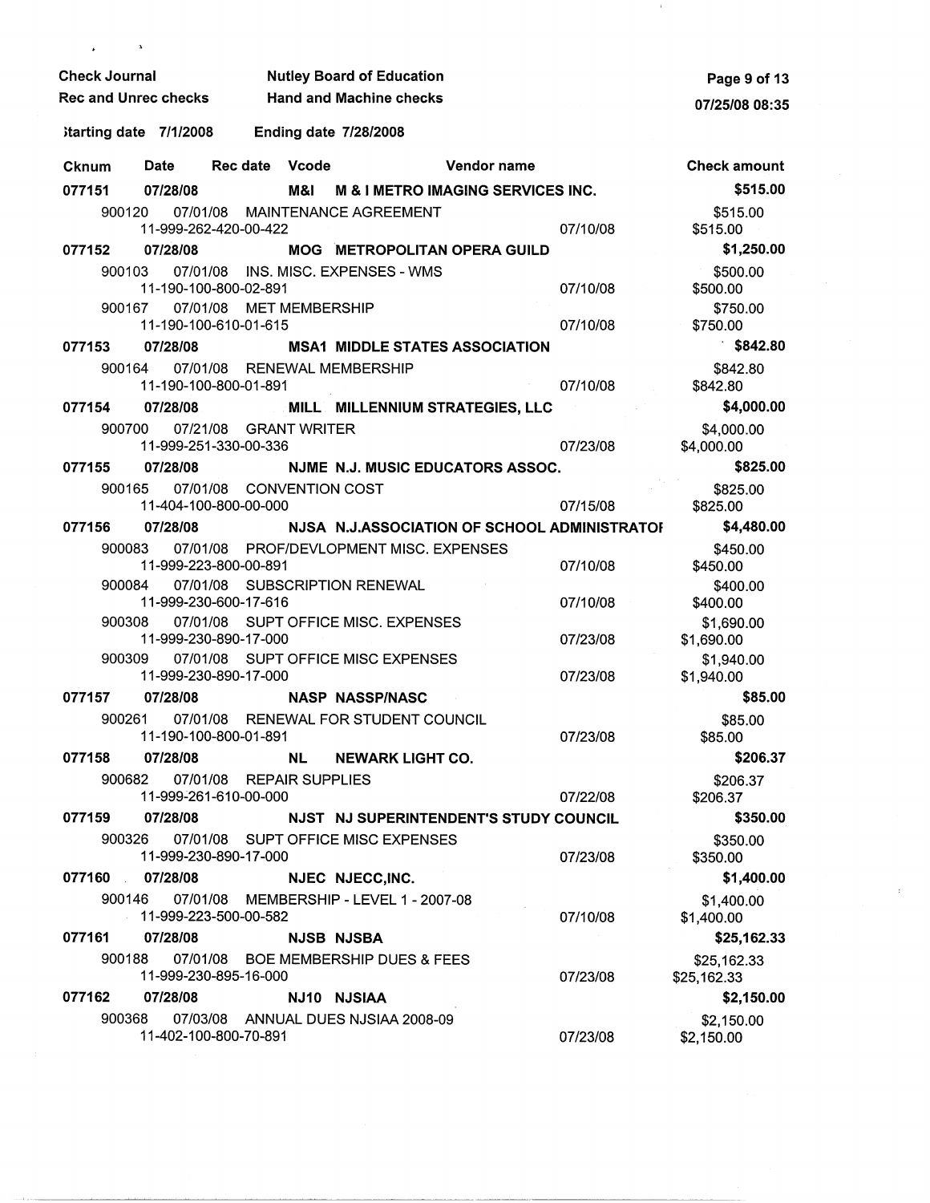Check Journal — Nutley Board of Education
Rec and Unrec checks — Hand and Machine checks

Starting date 7/1/2008 — Ending date 7/28/2008

| Cknum | Date | Rec date | Vcode | Vendor name | | Check amount |
|---|---|---|---|---|---|---|
| **077151** | **07/28/08** | | **M&I** | **M & I METRO IMAGING SERVICES INC.** | | **$515.00** |
| 900120 | 07/01/08 | | | MAINTENANCE AGREEMENT | | $515.00 |
| | 11-999-262-420-00-422 | | | | 07/10/08 | $515.00 |
| **077152** | **07/28/08** | | **MOG** | **METROPOLITAN OPERA GUILD** | | **$1,250.00** |
| 900103 | 07/01/08 | | | INS. MISC. EXPENSES - WMS | | $500.00 |
| | 11-190-100-800-02-891 | | | | 07/10/08 | $500.00 |
| 900167 | 07/01/08 | | | MET MEMBERSHIP | | $750.00 |
| | 11-190-100-610-01-615 | | | | 07/10/08 | $750.00 |
| **077153** | **07/28/08** | | **MSA1** | **MIDDLE STATES ASSOCIATION** | | **$842.80** |
| 900164 | 07/01/08 | | | RENEWAL MEMBERSHIP | | $842.80 |
| | 11-190-100-800-01-891 | | | | 07/10/08 | $842.80 |
| **077154** | **07/28/08** | | **MILL** | **MILLENNIUM STRATEGIES, LLC** | | **$4,000.00** |
| 900700 | 07/21/08 | | | GRANT WRITER | | $4,000.00 |
| | 11-999-251-330-00-336 | | | | 07/23/08 | $4,000.00 |
| **077155** | **07/28/08** | | **NJME** | **N.J. MUSIC EDUCATORS ASSOC.** | | **$825.00** |
| 900165 | 07/01/08 | | | CONVENTION COST | | $825.00 |
| | 11-404-100-800-00-000 | | | | 07/15/08 | $825.00 |
| **077156** | **07/28/08** | | **NJSA** | **N.J.ASSOCIATION OF SCHOOL ADMINISTRATOI** | | **$4,480.00** |
| 900083 | 07/01/08 | | | PROF/DEVLOPMENT MISC. EXPENSES | | $450.00 |
| | 11-999-223-800-00-891 | | | | 07/10/08 | $450.00 |
| 900084 | 07/01/08 | | | SUBSCRIPTION RENEWAL | | $400.00 |
| | 11-999-230-600-17-616 | | | | 07/10/08 | $400.00 |
| 900308 | 07/01/08 | | | SUPT OFFICE MISC. EXPENSES | | $1,690.00 |
| | 11-999-230-890-17-000 | | | | 07/23/08 | $1,690.00 |
| 900309 | 07/01/08 | | | SUPT OFFICE MISC EXPENSES | | $1,940.00 |
| | 11-999-230-890-17-000 | | | | 07/23/08 | $1,940.00 |
| **077157** | **07/28/08** | | **NASP** | **NASSP/NASC** | | **$85.00** |
| 900261 | 07/01/08 | | | RENEWAL FOR STUDENT COUNCIL | | $85.00 |
| | 11-190-100-800-01-891 | | | | 07/23/08 | $85.00 |
| **077158** | **07/28/08** | | **NL** | **NEWARK LIGHT CO.** | | **$206.37** |
| 900682 | 07/01/08 | | | REPAIR SUPPLIES | | $206.37 |
| | 11-999-261-610-00-000 | | | | 07/22/08 | $206.37 |
| **077159** | **07/28/08** | | **NJST** | **NJ SUPERINTENDENT'S STUDY COUNCIL** | | **$350.00** |
| 900326 | 07/01/08 | | | SUPT OFFICE MISC EXPENSES | | $350.00 |
| | 11-999-230-890-17-000 | | | | 07/23/08 | $350.00 |
| **077160** | **07/28/08** | | **NJEC** | **NJECC,INC.** | | **$1,400.00** |
| 900146 | 07/01/08 | | | MEMBERSHIP - LEVEL 1 - 2007-08 | | $1,400.00 |
| | 11-999-223-500-00-582 | | | | 07/10/08 | $1,400.00 |
| **077161** | **07/28/08** | | **NJSB** | **NJSBA** | | **$25,162.33** |
| 900188 | 07/01/08 | | | BOE MEMBERSHIP DUES & FEES | | $25,162.33 |
| | 11-999-230-895-16-000 | | | | 07/23/08 | $25,162.33 |
| **077162** | **07/28/08** | | **NJ10** | **NJSIAA** | | **$2,150.00** |
| 900368 | 07/03/08 | | | ANNUAL DUES NJSIAA 2008-09 | | $2,150.00 |
| | 11-402-100-800-70-891 | | | | 07/23/08 | $2,150.00 |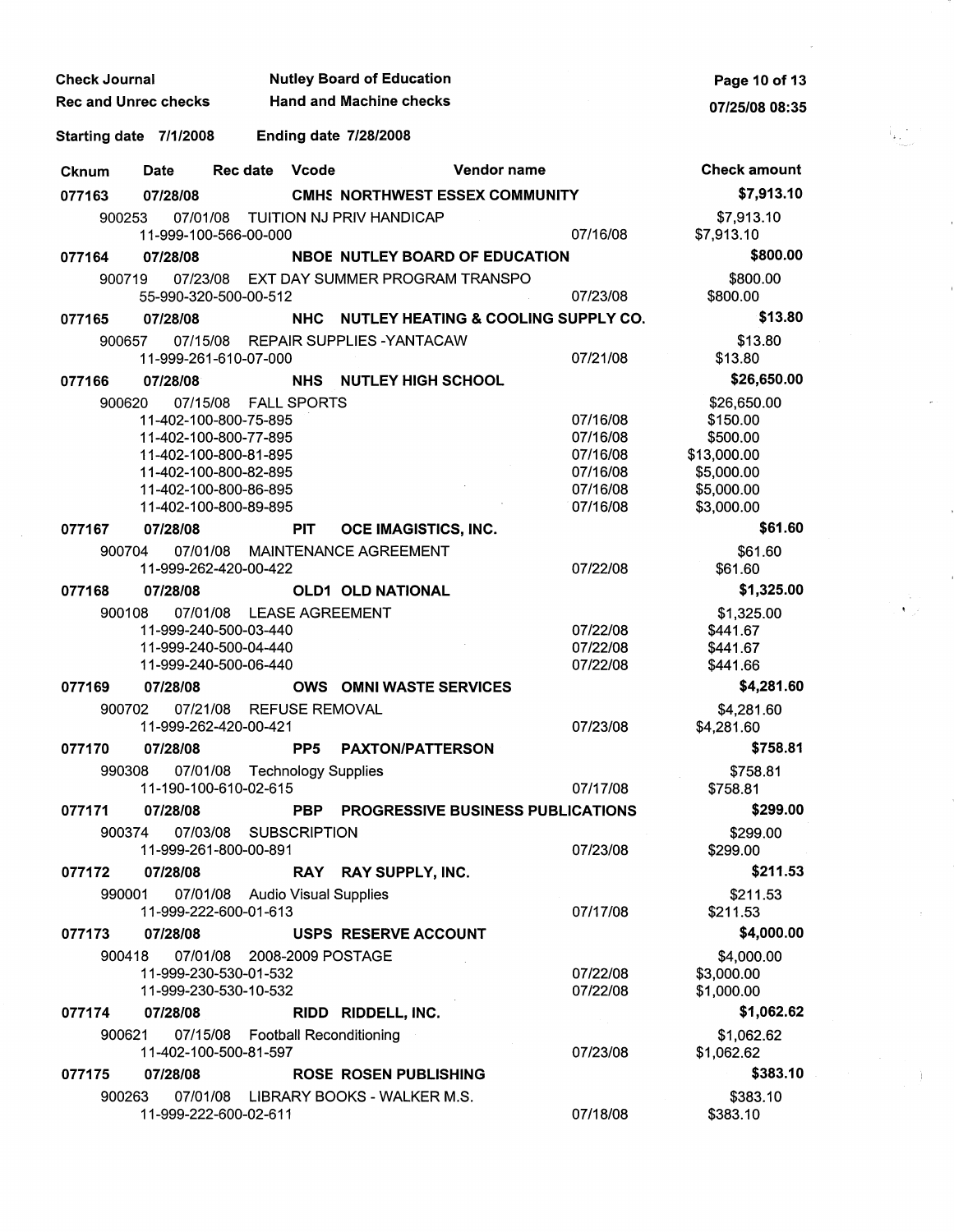Check Journal — Nutley Board of Education
Rec and Unrec checks — Hand and Machine checks

Starting date 7/1/2008 — Ending date 7/28/2008

| Cknum | Date | Rec date | Vcode | Vendor name | | Check amount |
|---|---|---|---|---|---|---|
| **077163** | **07/28/08** | | **CMHS** | **NORTHWEST ESSEX COMMUNITY** | | **$7,913.10** |
| 900253 | 07/01/08 | | | TUITION NJ PRIV HANDICAP | | $7,913.10 |
| | 11-999-100-566-00-000 | | | | 07/16/08 | $7,913.10 |
| **077164** | **07/28/08** | | **NBOE** | **NUTLEY BOARD OF EDUCATION** | | **$800.00** |
| 900719 | 07/23/08 | | | EXT DAY SUMMER PROGRAM TRANSPO | | $800.00 |
| | 55-990-320-500-00-512 | | | | 07/23/08 | $800.00 |
| **077165** | **07/28/08** | | **NHC** | **NUTLEY HEATING & COOLING SUPPLY CO.** | | **$13.80** |
| 900657 | 07/15/08 | | | REPAIR SUPPLIES -YANTACAW | | $13.80 |
| | 11-999-261-610-07-000 | | | | 07/21/08 | $13.80 |
| **077166** | **07/28/08** | | **NHS** | **NUTLEY HIGH SCHOOL** | | **$26,650.00** |
| 900620 | 07/15/08 | | | FALL SPORTS | | $26,650.00 |
| | 11-402-100-800-75-895 | | | | 07/16/08 | $150.00 |
| | 11-402-100-800-77-895 | | | | 07/16/08 | $500.00 |
| | 11-402-100-800-81-895 | | | | 07/16/08 | $13,000.00 |
| | 11-402-100-800-82-895 | | | | 07/16/08 | $5,000.00 |
| | 11-402-100-800-86-895 | | | | 07/16/08 | $5,000.00 |
| | 11-402-100-800-89-895 | | | | 07/16/08 | $3,000.00 |
| **077167** | **07/28/08** | | **PIT** | **OCE IMAGISTICS, INC.** | | **$61.60** |
| 900704 | 07/01/08 | | | MAINTENANCE AGREEMENT | | $61.60 |
| | 11-999-262-420-00-422 | | | | 07/22/08 | $61.60 |
| **077168** | **07/28/08** | | **OLD1** | **OLD NATIONAL** | | **$1,325.00** |
| 900108 | 07/01/08 | | | LEASE AGREEMENT | | $1,325.00 |
| | 11-999-240-500-03-440 | | | | 07/22/08 | $441.67 |
| | 11-999-240-500-04-440 | | | | 07/22/08 | $441.67 |
| | 11-999-240-500-06-440 | | | | 07/22/08 | $441.66 |
| **077169** | **07/28/08** | | **OWS** | **OMNI WASTE SERVICES** | | **$4,281.60** |
| 900702 | 07/21/08 | | | REFUSE REMOVAL | | $4,281.60 |
| | 11-999-262-420-00-421 | | | | 07/23/08 | $4,281.60 |
| **077170** | **07/28/08** | | **PP5** | **PAXTON/PATTERSON** | | **$758.81** |
| 990308 | 07/01/08 | | | Technology Supplies | | $758.81 |
| | 11-190-100-610-02-615 | | | | 07/17/08 | $758.81 |
| **077171** | **07/28/08** | | **PBP** | **PROGRESSIVE BUSINESS PUBLICATIONS** | | **$299.00** |
| 900374 | 07/03/08 | | | SUBSCRIPTION | | $299.00 |
| | 11-999-261-800-00-891 | | | | 07/23/08 | $299.00 |
| **077172** | **07/28/08** | | **RAY** | **RAY SUPPLY, INC.** | | **$211.53** |
| 990001 | 07/01/08 | | | Audio Visual Supplies | | $211.53 |
| | 11-999-222-600-01-613 | | | | 07/17/08 | $211.53 |
| **077173** | **07/28/08** | | **USPS** | **RESERVE ACCOUNT** | | **$4,000.00** |
| 900418 | 07/01/08 | | | 2008-2009 POSTAGE | | $4,000.00 |
| | 11-999-230-530-01-532 | | | | 07/22/08 | $3,000.00 |
| | 11-999-230-530-10-532 | | | | 07/22/08 | $1,000.00 |
| **077174** | **07/28/08** | | **RIDD** | **RIDDELL, INC.** | | **$1,062.62** |
| 900621 | 07/15/08 | | | Football Reconditioning | | $1,062.62 |
| | 11-402-100-500-81-597 | | | | 07/23/08 | $1,062.62 |
| **077175** | **07/28/08** | | **ROSE** | **ROSEN PUBLISHING** | | **$383.10** |
| 900263 | 07/01/08 | | | LIBRARY BOOKS - WALKER M.S. | | $383.10 |
| | 11-999-222-600-02-611 | | | | 07/18/08 | $383.10 |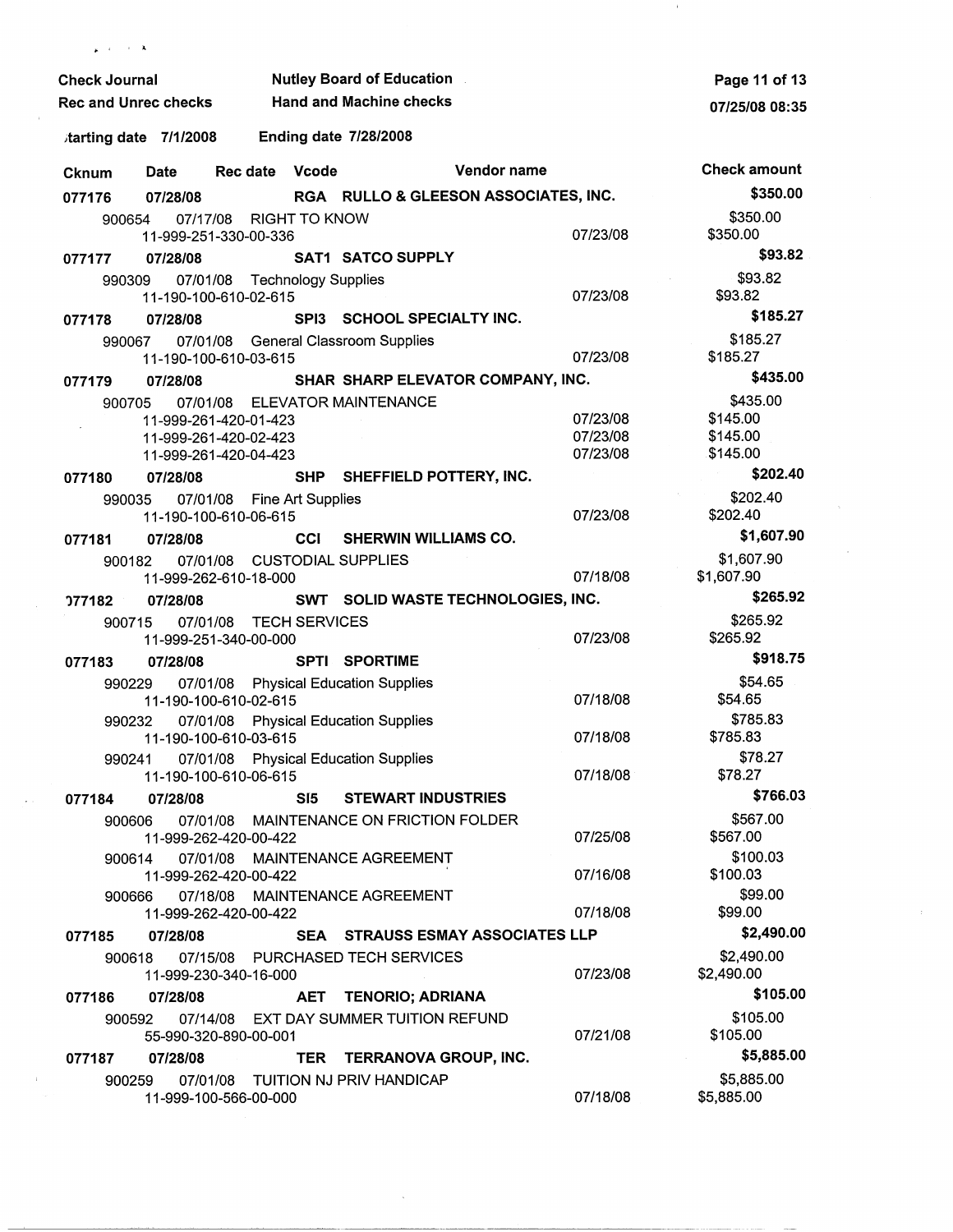Check Journal — Nutley Board of Education
Rec and Unrec checks — Hand and Machine checks

Starting date 7/1/2008 — Ending date 7/28/2008

| Cknum | Date | Rec date | Vcode | Vendor name | | Check amount |
|---|---|---|---|---|---|---|
| **077176** | **07/28/08** | | **RGA** | **RULLO & GLEESON ASSOCIATES, INC.** | | **$350.00** |
| 900654 | 07/17/08 | | | RIGHT TO KNOW | | $350.00 |
| | 11-999-251-330-00-336 | | | | 07/23/08 | $350.00 |
| **077177** | **07/28/08** | | **SAT1** | **SATCO SUPPLY** | | **$93.82** |
| 990309 | 07/01/08 | | | Technology Supplies | | $93.82 |
| | 11-190-100-610-02-615 | | | | 07/23/08 | $93.82 |
| **077178** | **07/28/08** | | **SPI3** | **SCHOOL SPECIALTY INC.** | | **$185.27** |
| 990067 | 07/01/08 | | | General Classroom Supplies | | $185.27 |
| | 11-190-100-610-03-615 | | | | 07/23/08 | $185.27 |
| **077179** | **07/28/08** | | **SHAR** | **SHARP ELEVATOR COMPANY, INC.** | | **$435.00** |
| 900705 | 07/01/08 | | | ELEVATOR MAINTENANCE | | $435.00 |
| | 11-999-261-420-01-423 | | | | 07/23/08 | $145.00 |
| | 11-999-261-420-02-423 | | | | 07/23/08 | $145.00 |
| | 11-999-261-420-04-423 | | | | 07/23/08 | $145.00 |
| **077180** | **07/28/08** | | **SHP** | **SHEFFIELD POTTERY, INC.** | | **$202.40** |
| 990035 | 07/01/08 | | | Fine Art Supplies | | $202.40 |
| | 11-190-100-610-06-615 | | | | 07/23/08 | $202.40 |
| **077181** | **07/28/08** | | **CCI** | **SHERWIN WILLIAMS CO.** | | **$1,607.90** |
| 900182 | 07/01/08 | | | CUSTODIAL SUPPLIES | | $1,607.90 |
| | 11-999-262-610-18-000 | | | | 07/18/08 | $1,607.90 |
| **077182** | **07/28/08** | | **SWT** | **SOLID WASTE TECHNOLOGIES, INC.** | | **$265.92** |
| 900715 | 07/01/08 | | | TECH SERVICES | | $265.92 |
| | 11-999-251-340-00-000 | | | | 07/23/08 | $265.92 |
| **077183** | **07/28/08** | | **SPTI** | **SPORTIME** | | **$918.75** |
| 990229 | 07/01/08 | | | Physical Education Supplies | | $54.65 |
| | 11-190-100-610-02-615 | | | | 07/18/08 | $54.65 |
| 990232 | 07/01/08 | | | Physical Education Supplies | | $785.83 |
| | 11-190-100-610-03-615 | | | | 07/18/08 | $785.83 |
| 990241 | 07/01/08 | | | Physical Education Supplies | | $78.27 |
| | 11-190-100-610-06-615 | | | | 07/18/08 | $78.27 |
| **077184** | **07/28/08** | | **SI5** | **STEWART INDUSTRIES** | | **$766.03** |
| 900606 | 07/01/08 | | | MAINTENANCE ON FRICTION FOLDER | | $567.00 |
| | 11-999-262-420-00-422 | | | | 07/25/08 | $567.00 |
| 900614 | 07/01/08 | | | MAINTENANCE AGREEMENT | | $100.03 |
| | 11-999-262-420-00-422 | | | | 07/16/08 | $100.03 |
| 900666 | 07/18/08 | | | MAINTENANCE AGREEMENT | | $99.00 |
| | 11-999-262-420-00-422 | | | | 07/18/08 | $99.00 |
| **077185** | **07/28/08** | | **SEA** | **STRAUSS ESMAY ASSOCIATES LLP** | | **$2,490.00** |
| 900618 | 07/15/08 | | | PURCHASED TECH SERVICES | | $2,490.00 |
| | 11-999-230-340-16-000 | | | | 07/23/08 | $2,490.00 |
| **077186** | **07/28/08** | | **AET** | **TENORIO; ADRIANA** | | **$105.00** |
| 900592 | 07/14/08 | | | EXT DAY SUMMER TUITION REFUND | | $105.00 |
| | 55-990-320-890-00-001 | | | | 07/21/08 | $105.00 |
| **077187** | **07/28/08** | | **TER** | **TERRANOVA GROUP, INC.** | | **$5,885.00** |
| 900259 | 07/01/08 | | | TUITION NJ PRIV HANDICAP | | $5,885.00 |
| | 11-999-100-566-00-000 | | | | 07/18/08 | $5,885.00 |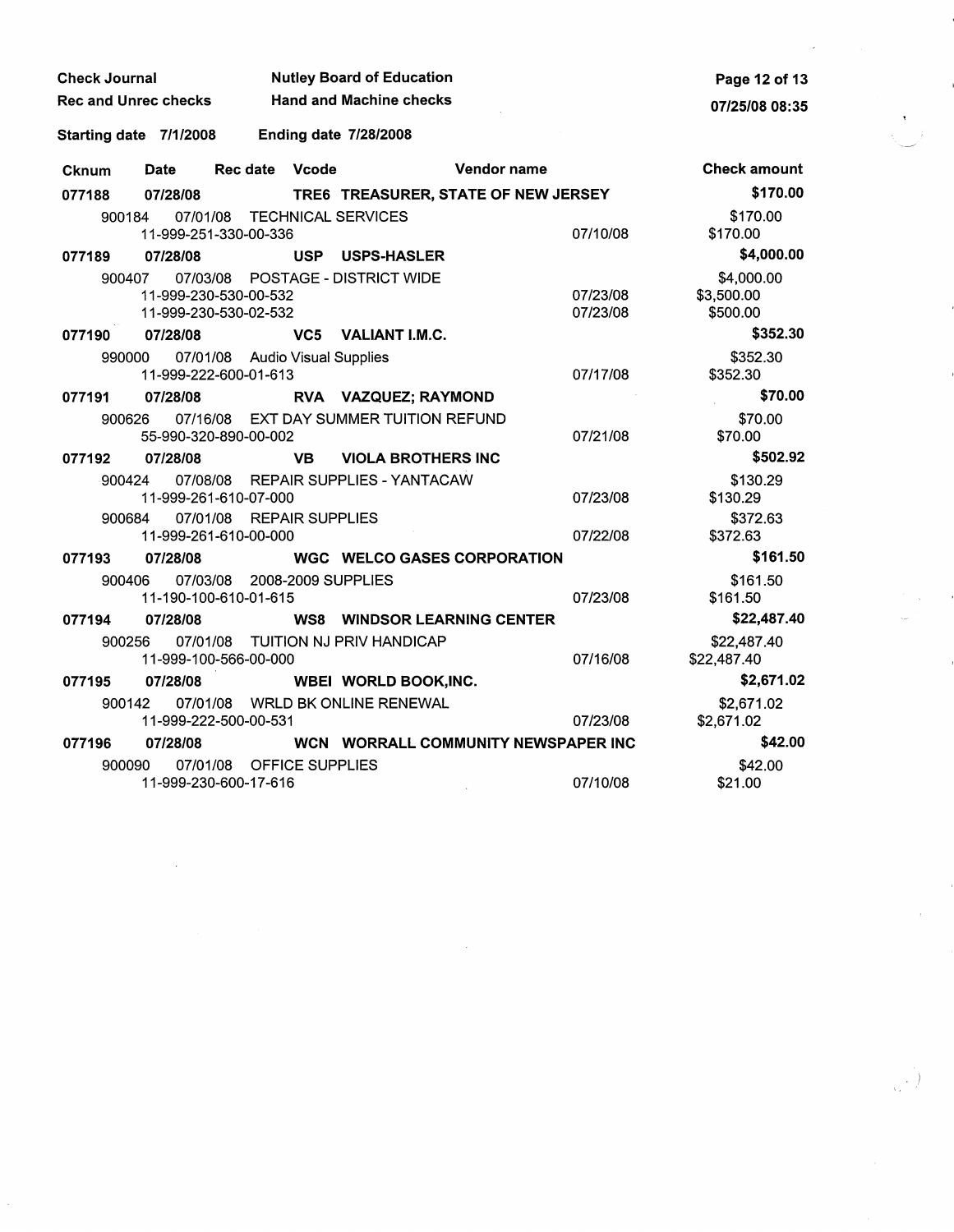Check Journal — Nutley Board of Education

Rec and Unrec checks — Hand and Machine checks

Starting date 7/1/2008 — Ending date 7/28/2008

| Cknum | Date | Rec date | Vcode | Vendor name | | Check amount |
|---|---|---|---|---|---|---|
| **077188** | **07/28/08** | | **TRE6** | **TREASURER, STATE OF NEW JERSEY** | | **$170.00** |
| 900184 | 07/01/08 | | | TECHNICAL SERVICES | | $170.00 |
| | 11-999-251-330-00-336 | | | | 07/10/08 | $170.00 |
| **077189** | **07/28/08** | | **USP** | **USPS-HASLER** | | **$4,000.00** |
| 900407 | 07/03/08 | | | POSTAGE - DISTRICT WIDE | | $4,000.00 |
| | 11-999-230-530-00-532 | | | | 07/23/08 | $3,500.00 |
| | 11-999-230-530-02-532 | | | | 07/23/08 | $500.00 |
| **077190** | **07/28/08** | | **VC5** | **VALIANT I.M.C.** | | **$352.30** |
| 990000 | 07/01/08 | | | Audio Visual Supplies | | $352.30 |
| | 11-999-222-600-01-613 | | | | 07/17/08 | $352.30 |
| **077191** | **07/28/08** | | **RVA** | **VAZQUEZ; RAYMOND** | | **$70.00** |
| 900626 | 07/16/08 | | | EXT DAY SUMMER TUITION REFUND | | $70.00 |
| | 55-990-320-890-00-002 | | | | 07/21/08 | $70.00 |
| **077192** | **07/28/08** | | **VB** | **VIOLA BROTHERS INC** | | **$502.92** |
| 900424 | 07/08/08 | | | REPAIR SUPPLIES - YANTACAW | | $130.29 |
| | 11-999-261-610-07-000 | | | | 07/23/08 | $130.29 |
| 900684 | 07/01/08 | | | REPAIR SUPPLIES | | $372.63 |
| | 11-999-261-610-00-000 | | | | 07/22/08 | $372.63 |
| **077193** | **07/28/08** | | **WGC** | **WELCO GASES CORPORATION** | | **$161.50** |
| 900406 | 07/03/08 | | | 2008-2009 SUPPLIES | | $161.50 |
| | 11-190-100-610-01-615 | | | | 07/23/08 | $161.50 |
| **077194** | **07/28/08** | | **WS8** | **WINDSOR LEARNING CENTER** | | **$22,487.40** |
| 900256 | 07/01/08 | | | TUITION NJ PRIV HANDICAP | | $22,487.40 |
| | 11-999-100-566-00-000 | | | | 07/16/08 | $22,487.40 |
| **077195** | **07/28/08** | | **WBEI** | **WORLD BOOK,INC.** | | **$2,671.02** |
| 900142 | 07/01/08 | | | WRLD BK ONLINE RENEWAL | | $2,671.02 |
| | 11-999-222-500-00-531 | | | | 07/23/08 | $2,671.02 |
| **077196** | **07/28/08** | | **WCN** | **WORRALL COMMUNITY NEWSPAPER INC** | | **$42.00** |
| 900090 | 07/01/08 | | | OFFICE SUPPLIES | | $42.00 |
| | 11-999-230-600-17-616 | | | | 07/10/08 | $21.00 |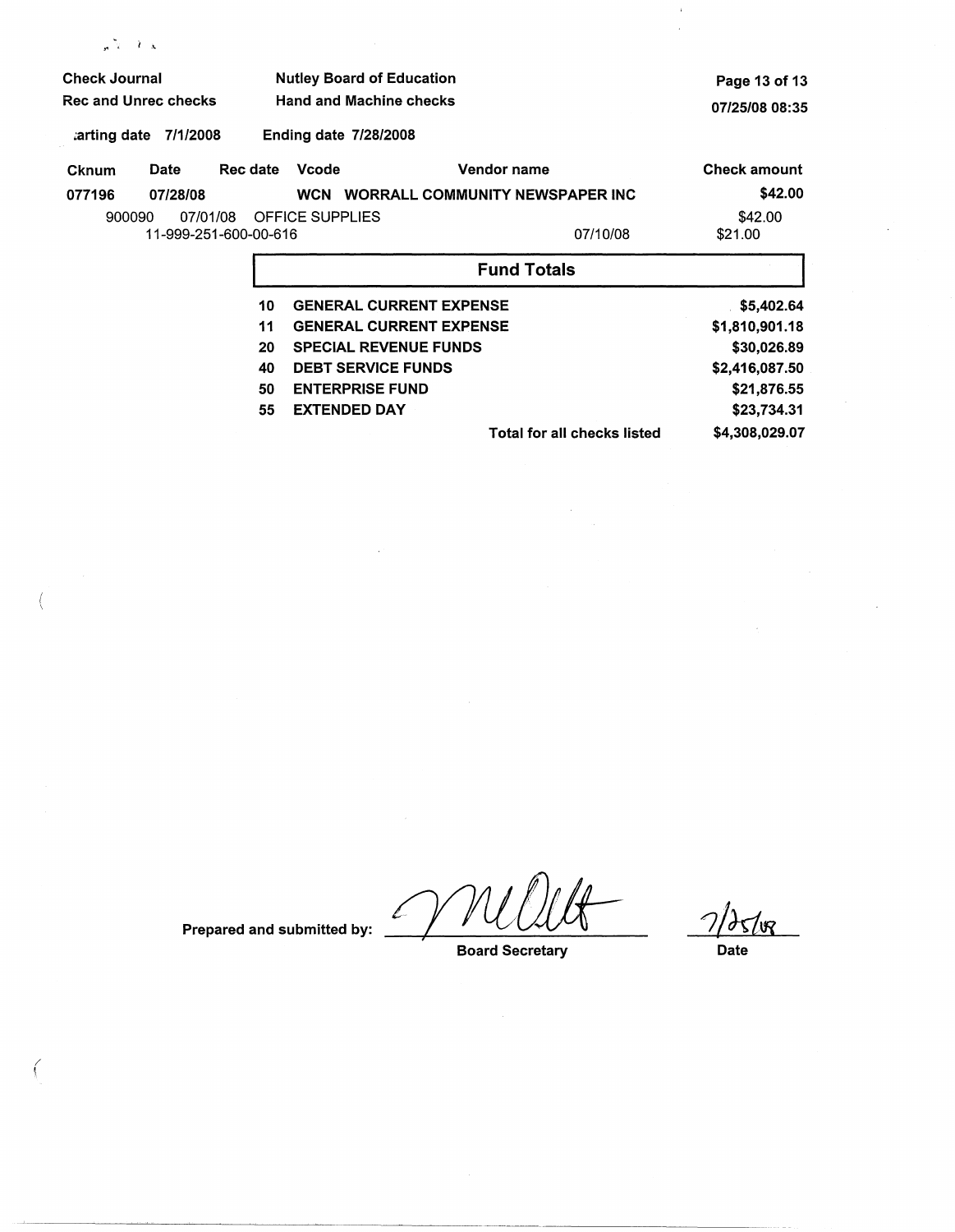Check Journal | Nutley Board of Education
Rec and Unrec checks | Hand and Machine checks

07/25/08 08:35

Starting date 7/1/2008 Ending date 7/28/2008

| Cknum | Date | Rec date | Vcode | Vendor name | Check amount |
|---|---|---|---|---|---|
| 077196 | 07/28/08 | | WCN | WORRALL COMMUNITY NEWSPAPER INC | $42.00 |
| 900090 | 07/01/08 | | OFFICE SUPPLIES | | $42.00 |
| 11-999-251-600-00-616 | | | | 07/10/08 | $21.00 |

## Fund Totals

| | | |
|---|---|---|
| 10 | GENERAL CURRENT EXPENSE | $5,402.64 |
| 11 | GENERAL CURRENT EXPENSE | $1,810,901.18 |
| 20 | SPECIAL REVENUE FUNDS | $30,026.89 |
| 40 | DEBT SERVICE FUNDS | $2,416,087.50 |
| 50 | ENTERPRISE FUND | $21,876.55 |
| 55 | EXTENDED DAY | $23,734.31 |
| | Total for all checks listed | $4,308,029.07 |

Prepared and submitted by: ____________________ Board Secretary

7/25/08 Date